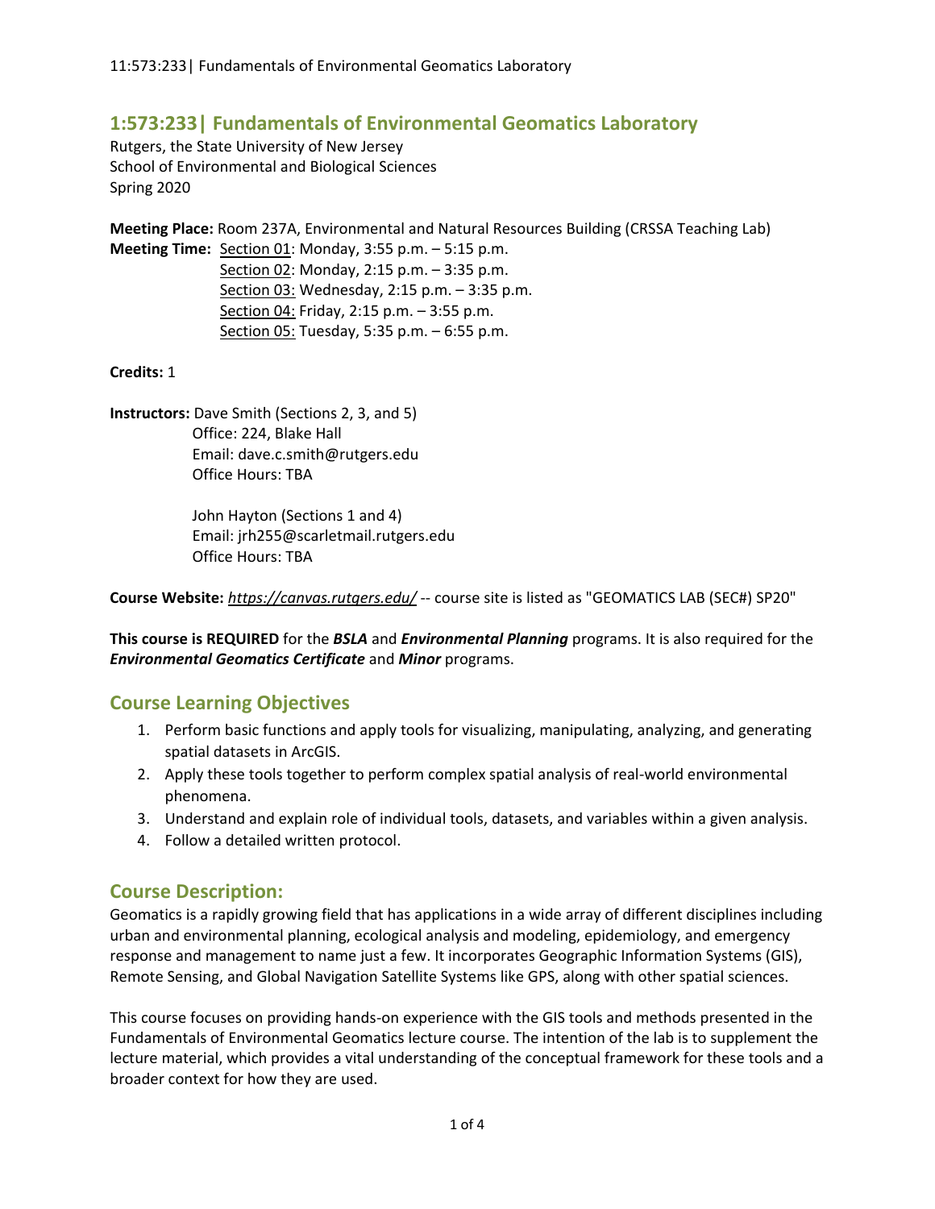# 1:573:233| Fundamentals of Environmental Geomatics Laboratory

Rutgers, the State University of New Jersey
School of Environmental and Biological Sciences
Spring 2020

**Meeting Place:** Room 237A, Environmental and Natural Resources Building (CRSSA Teaching Lab)
**Meeting Time:** Section 01: Monday, 3:55 p.m. – 5:15 p.m.
Section 02: Monday, 2:15 p.m. – 3:35 p.m.
Section 03: Wednesday, 2:15 p.m. – 3:35 p.m.
Section 04: Friday, 2:15 p.m. – 3:55 p.m.
Section 05: Tuesday, 5:35 p.m. – 6:55 p.m.

**Credits:** 1

**Instructors:** Dave Smith (Sections 2, 3, and 5)
Office: 224, Blake Hall
Email: dave.c.smith@rutgers.edu
Office Hours: TBA

John Hayton (Sections 1 and 4)
Email: jrh255@scarletmail.rutgers.edu
Office Hours: TBA

**Course Website:** *https://canvas.rutgers.edu/* -- course site is listed as "GEOMATICS LAB (SEC#) SP20"

**This course is REQUIRED** for the ***BSLA*** and ***Environmental Planning*** programs. It is also required for the ***Environmental Geomatics Certificate*** and ***Minor*** programs.

## Course Learning Objectives

1. Perform basic functions and apply tools for visualizing, manipulating, analyzing, and generating spatial datasets in ArcGIS.
2. Apply these tools together to perform complex spatial analysis of real-world environmental phenomena.
3. Understand and explain role of individual tools, datasets, and variables within a given analysis.
4. Follow a detailed written protocol.

## Course Description:

Geomatics is a rapidly growing field that has applications in a wide array of different disciplines including urban and environmental planning, ecological analysis and modeling, epidemiology, and emergency response and management to name just a few. It incorporates Geographic Information Systems (GIS), Remote Sensing, and Global Navigation Satellite Systems like GPS, along with other spatial sciences.

This course focuses on providing hands-on experience with the GIS tools and methods presented in the Fundamentals of Environmental Geomatics lecture course. The intention of the lab is to supplement the lecture material, which provides a vital understanding of the conceptual framework for these tools and a broader context for how they are used.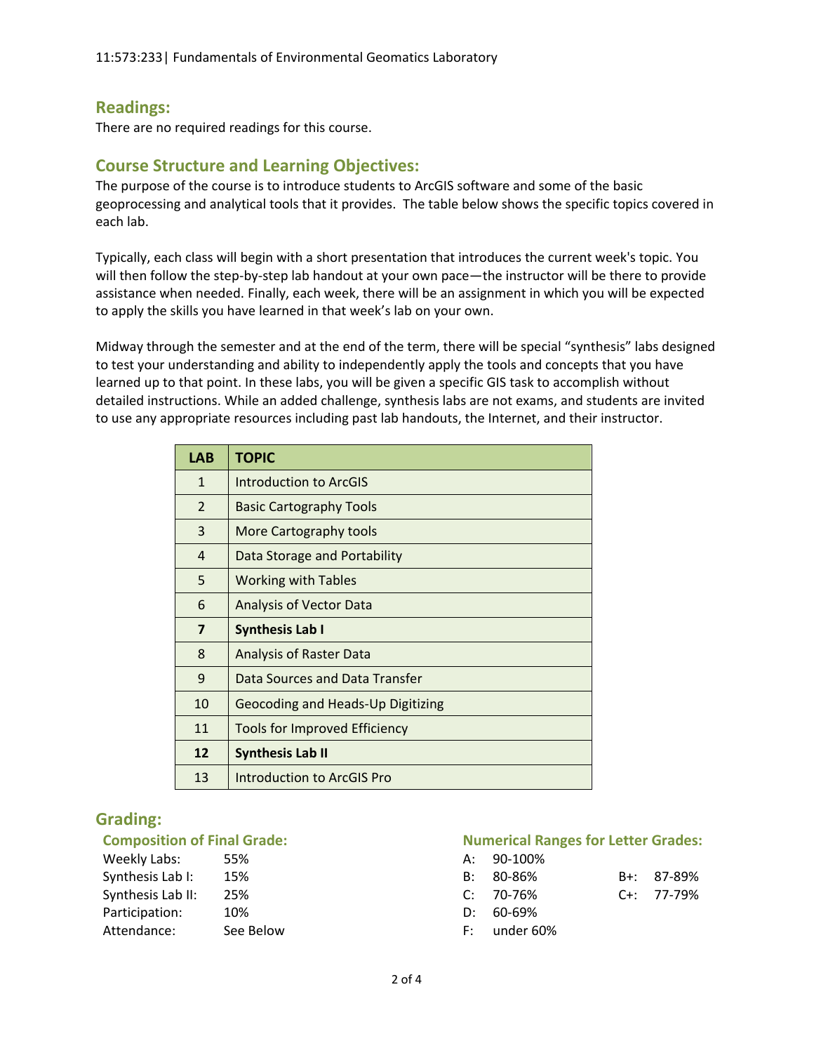## Readings:

There are no required readings for this course.

## Course Structure and Learning Objectives:

The purpose of the course is to introduce students to ArcGIS software and some of the basic geoprocessing and analytical tools that it provides. The table below shows the specific topics covered in each lab.

Typically, each class will begin with a short presentation that introduces the current week's topic. You will then follow the step-by-step lab handout at your own pace—the instructor will be there to provide assistance when needed. Finally, each week, there will be an assignment in which you will be expected to apply the skills you have learned in that week's lab on your own.

Midway through the semester and at the end of the term, there will be special "synthesis" labs designed to test your understanding and ability to independently apply the tools and concepts that you have learned up to that point. In these labs, you will be given a specific GIS task to accomplish without detailed instructions. While an added challenge, synthesis labs are not exams, and students are invited to use any appropriate resources including past lab handouts, the Internet, and their instructor.

| LAB | TOPIC |
|---|---|
| 1 | Introduction to ArcGIS |
| 2 | Basic Cartography Tools |
| 3 | More Cartography tools |
| 4 | Data Storage and Portability |
| 5 | Working with Tables |
| 6 | Analysis of Vector Data |
| **7** | **Synthesis Lab I** |
| 8 | Analysis of Raster Data |
| 9 | Data Sources and Data Transfer |
| 10 | Geocoding and Heads-Up Digitizing |
| 11 | Tools for Improved Efficiency |
| **12** | **Synthesis Lab II** |
| 13 | Introduction to ArcGIS Pro |

## Grading:

### Composition of Final Grade:

| | |
|---|---|
| Weekly Labs: | 55% |
| Synthesis Lab I: | 15% |
| Synthesis Lab II: | 25% |
| Participation: | 10% |
| Attendance: | See Below |

### Numerical Ranges for Letter Grades:

| | | | |
|---|---|---|---|
| A: | 90-100% | | |
| B: | 80-86% | B+: | 87-89% |
| C: | 70-76% | C+: | 77-79% |
| D: | 60-69% | | |
| F: | under 60% | | |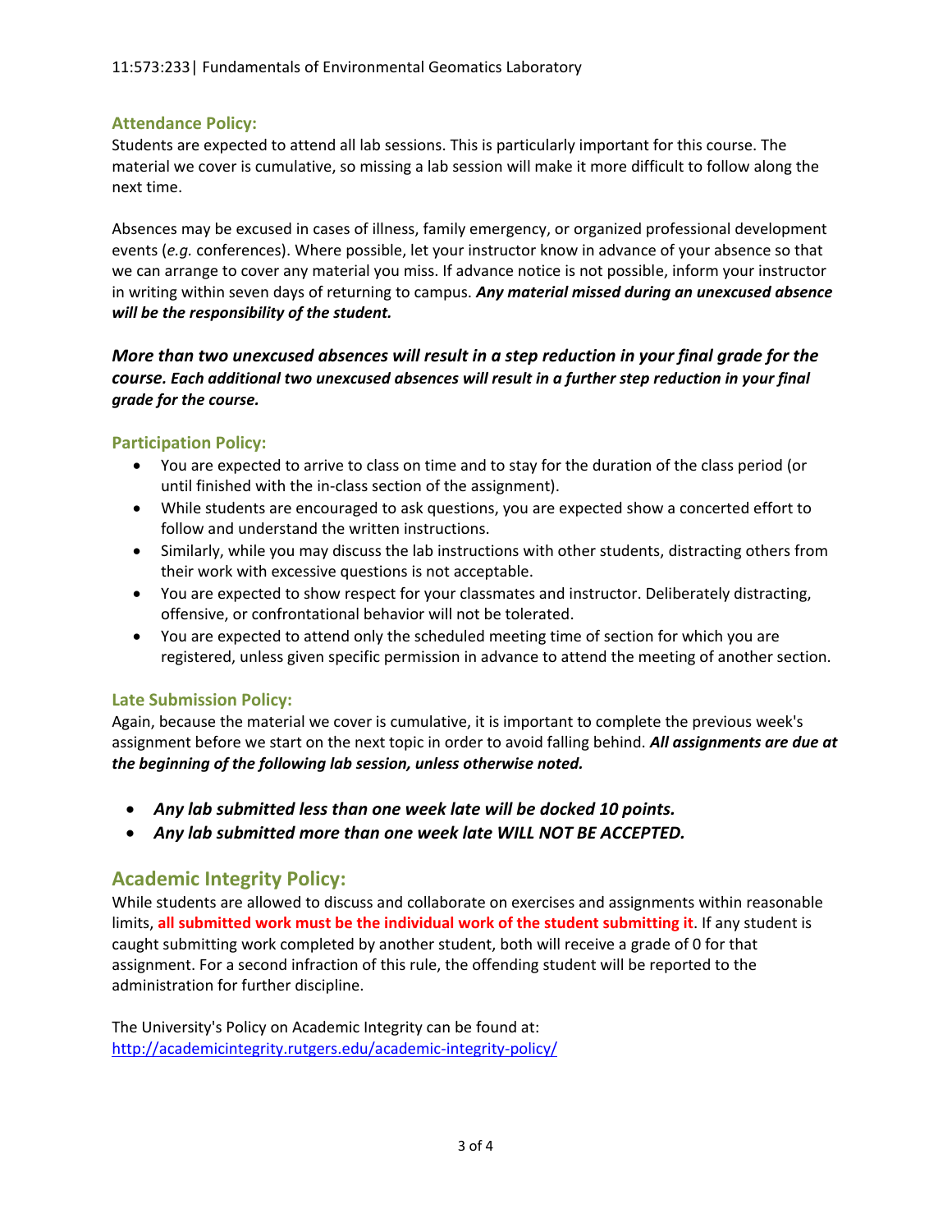### Attendance Policy:

Students are expected to attend all lab sessions. This is particularly important for this course. The material we cover is cumulative, so missing a lab session will make it more difficult to follow along the next time.

Absences may be excused in cases of illness, family emergency, or organized professional development events (*e.g.* conferences). Where possible, let your instructor know in advance of your absence so that we can arrange to cover any material you miss. If advance notice is not possible, inform your instructor in writing within seven days of returning to campus. ***Any material missed during an unexcused absence will be the responsibility of the student.***

***More than two unexcused absences will result in a step reduction in your final grade for the course. Each additional two unexcused absences will result in a further step reduction in your final grade for the course.***

### Participation Policy:

- You are expected to arrive to class on time and to stay for the duration of the class period (or until finished with the in-class section of the assignment).
- While students are encouraged to ask questions, you are expected show a concerted effort to follow and understand the written instructions.
- Similarly, while you may discuss the lab instructions with other students, distracting others from their work with excessive questions is not acceptable.
- You are expected to show respect for your classmates and instructor. Deliberately distracting, offensive, or confrontational behavior will not be tolerated.
- You are expected to attend only the scheduled meeting time of section for which you are registered, unless given specific permission in advance to attend the meeting of another section.

### Late Submission Policy:

Again, because the material we cover is cumulative, it is important to complete the previous week's assignment before we start on the next topic in order to avoid falling behind. ***All assignments are due at the beginning of the following lab session, unless otherwise noted.***

- ***Any lab submitted less than one week late will be docked 10 points.***
- ***Any lab submitted more than one week late WILL NOT BE ACCEPTED.***

## Academic Integrity Policy:

While students are allowed to discuss and collaborate on exercises and assignments within reasonable limits, **all submitted work must be the individual work of the student submitting it**. If any student is caught submitting work completed by another student, both will receive a grade of 0 for that assignment. For a second infraction of this rule, the offending student will be reported to the administration for further discipline.

The University's Policy on Academic Integrity can be found at: http://academicintegrity.rutgers.edu/academic-integrity-policy/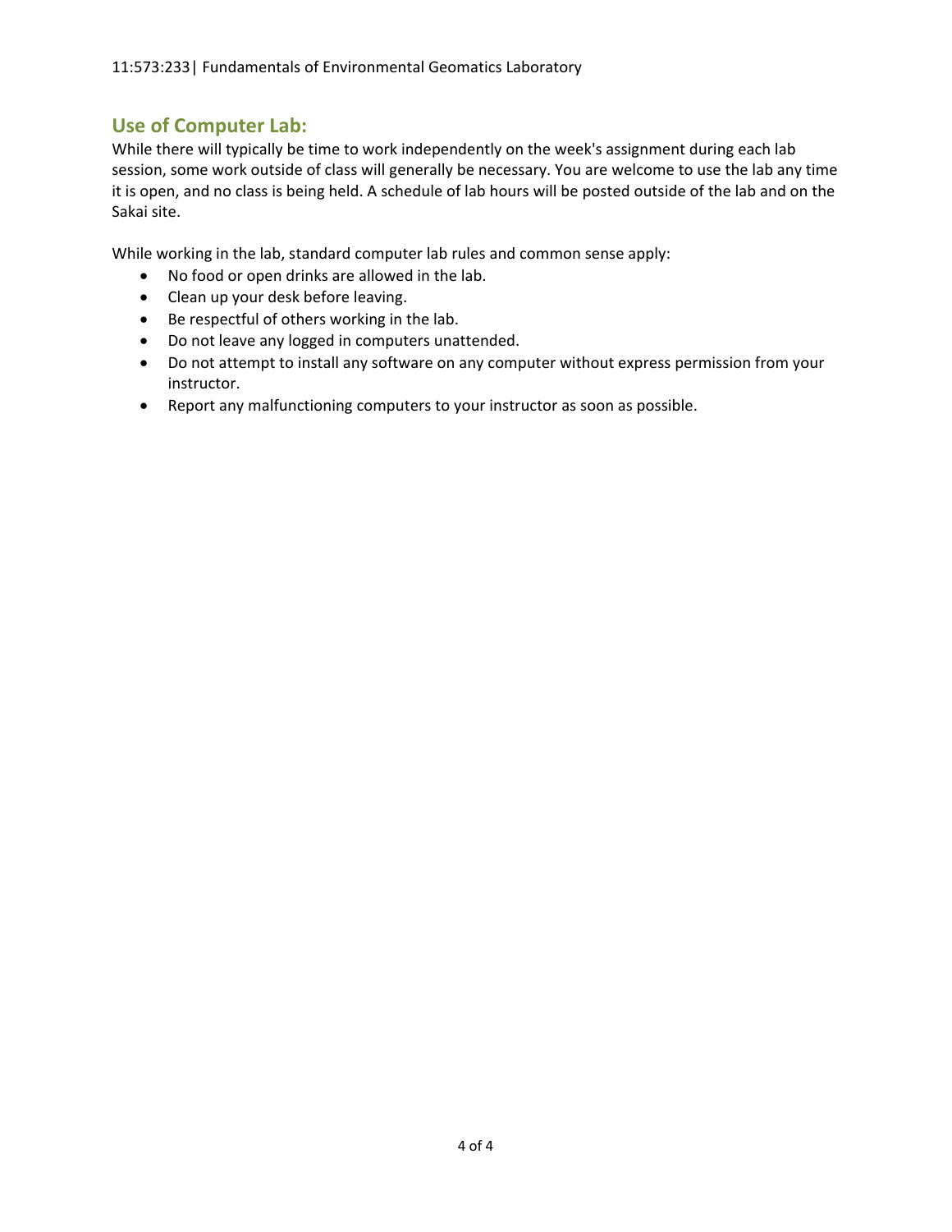## Use of Computer Lab:

While there will typically be time to work independently on the week's assignment during each lab session, some work outside of class will generally be necessary. You are welcome to use the lab any time it is open, and no class is being held. A schedule of lab hours will be posted outside of the lab and on the Sakai site.

While working in the lab, standard computer lab rules and common sense apply:

- No food or open drinks are allowed in the lab.
- Clean up your desk before leaving.
- Be respectful of others working in the lab.
- Do not leave any logged in computers unattended.
- Do not attempt to install any software on any computer without express permission from your instructor.
- Report any malfunctioning computers to your instructor as soon as possible.